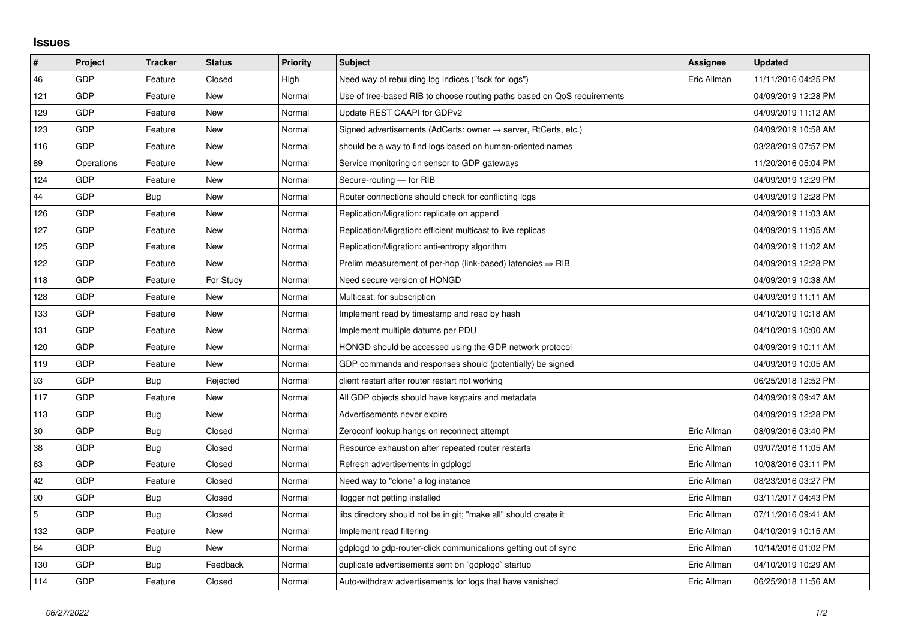## Issues

| # | Project | Tracker | Status | Priority | Subject | Assignee | Updated |
|---|---|---|---|---|---|---|---|
| 46 | GDP | Feature | Closed | High | Need way of rebuilding log indices ("fsck for logs") | Eric Allman | 11/11/2016 04:25 PM |
| 121 | GDP | Feature | New | Normal | Use of tree-based RIB to choose routing paths based on QoS requirements | | 04/09/2019 12:28 PM |
| 129 | GDP | Feature | New | Normal | Update REST CAAPI for GDPv2 | | 04/09/2019 11:12 AM |
| 123 | GDP | Feature | New | Normal | Signed advertisements (AdCerts: owner → server, RtCerts, etc.) | | 04/09/2019 10:58 AM |
| 116 | GDP | Feature | New | Normal | should be a way to find logs based on human-oriented names | | 03/28/2019 07:57 PM |
| 89 | Operations | Feature | New | Normal | Service monitoring on sensor to GDP gateways | | 11/20/2016 05:04 PM |
| 124 | GDP | Feature | New | Normal | Secure-routing — for RIB | | 04/09/2019 12:29 PM |
| 44 | GDP | Bug | New | Normal | Router connections should check for conflicting logs | | 04/09/2019 12:28 PM |
| 126 | GDP | Feature | New | Normal | Replication/Migration: replicate on append | | 04/09/2019 11:03 AM |
| 127 | GDP | Feature | New | Normal | Replication/Migration: efficient multicast to live replicas | | 04/09/2019 11:05 AM |
| 125 | GDP | Feature | New | Normal | Replication/Migration: anti-entropy algorithm | | 04/09/2019 11:02 AM |
| 122 | GDP | Feature | New | Normal | Prelim measurement of per-hop (link-based) latencies ⇒ RIB | | 04/09/2019 12:28 PM |
| 118 | GDP | Feature | For Study | Normal | Need secure version of HONGD | | 04/09/2019 10:38 AM |
| 128 | GDP | Feature | New | Normal | Multicast: for subscription | | 04/09/2019 11:11 AM |
| 133 | GDP | Feature | New | Normal | Implement read by timestamp and read by hash | | 04/10/2019 10:18 AM |
| 131 | GDP | Feature | New | Normal | Implement multiple datums per PDU | | 04/10/2019 10:00 AM |
| 120 | GDP | Feature | New | Normal | HONGD should be accessed using the GDP network protocol | | 04/09/2019 10:11 AM |
| 119 | GDP | Feature | New | Normal | GDP commands and responses should (potentially) be signed | | 04/09/2019 10:05 AM |
| 93 | GDP | Bug | Rejected | Normal | client restart after router restart not working | | 06/25/2018 12:52 PM |
| 117 | GDP | Feature | New | Normal | All GDP objects should have keypairs and metadata | | 04/09/2019 09:47 AM |
| 113 | GDP | Bug | New | Normal | Advertisements never expire | | 04/09/2019 12:28 PM |
| 30 | GDP | Bug | Closed | Normal | Zeroconf lookup hangs on reconnect attempt | Eric Allman | 08/09/2016 03:40 PM |
| 38 | GDP | Bug | Closed | Normal | Resource exhaustion after repeated router restarts | Eric Allman | 09/07/2016 11:05 AM |
| 63 | GDP | Feature | Closed | Normal | Refresh advertisements in gdplogd | Eric Allman | 10/08/2016 03:11 PM |
| 42 | GDP | Feature | Closed | Normal | Need way to "clone" a log instance | Eric Allman | 08/23/2016 03:27 PM |
| 90 | GDP | Bug | Closed | Normal | llogger not getting installed | Eric Allman | 03/11/2017 04:43 PM |
| 5 | GDP | Bug | Closed | Normal | libs directory should not be in git; "make all" should create it | Eric Allman | 07/11/2016 09:41 AM |
| 132 | GDP | Feature | New | Normal | Implement read filtering | Eric Allman | 04/10/2019 10:15 AM |
| 64 | GDP | Bug | New | Normal | gdplogd to gdp-router-click communications getting out of sync | Eric Allman | 10/14/2016 01:02 PM |
| 130 | GDP | Bug | Feedback | Normal | duplicate advertisements sent on `gdplogd` startup | Eric Allman | 04/10/2019 10:29 AM |
| 114 | GDP | Feature | Closed | Normal | Auto-withdraw advertisements for logs that have vanished | Eric Allman | 06/25/2018 11:56 AM |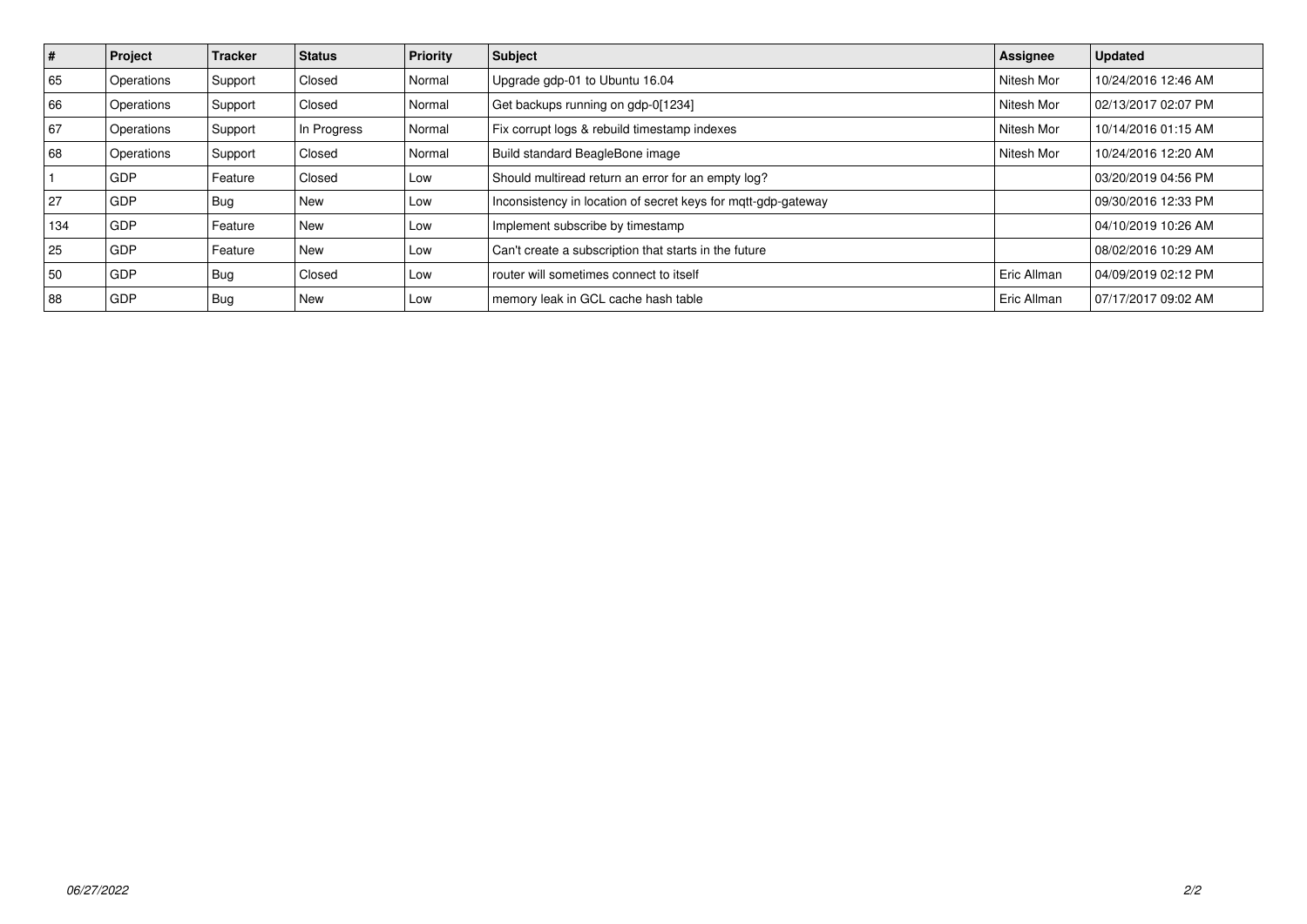| # | Project | Tracker | Status | Priority | Subject | Assignee | Updated |
|---|---|---|---|---|---|---|---|
| 65 | Operations | Support | Closed | Normal | Upgrade gdp-01 to Ubuntu 16.04 | Nitesh Mor | 10/24/2016 12:46 AM |
| 66 | Operations | Support | Closed | Normal | Get backups running on gdp-0[1234] | Nitesh Mor | 02/13/2017 02:07 PM |
| 67 | Operations | Support | In Progress | Normal | Fix corrupt logs & rebuild timestamp indexes | Nitesh Mor | 10/14/2016 01:15 AM |
| 68 | Operations | Support | Closed | Normal | Build standard BeagleBone image | Nitesh Mor | 10/24/2016 12:20 AM |
| 1 | GDP | Feature | Closed | Low | Should multiread return an error for an empty log? | | 03/20/2019 04:56 PM |
| 27 | GDP | Bug | New | Low | Inconsistency in location of secret keys for mqtt-gdp-gateway | | 09/30/2016 12:33 PM |
| 134 | GDP | Feature | New | Low | Implement subscribe by timestamp | | 04/10/2019 10:26 AM |
| 25 | GDP | Feature | New | Low | Can't create a subscription that starts in the future | | 08/02/2016 10:29 AM |
| 50 | GDP | Bug | Closed | Low | router will sometimes connect to itself | Eric Allman | 04/09/2019 02:12 PM |
| 88 | GDP | Bug | New | Low | memory leak in GCL cache hash table | Eric Allman | 07/17/2017 09:02 AM |